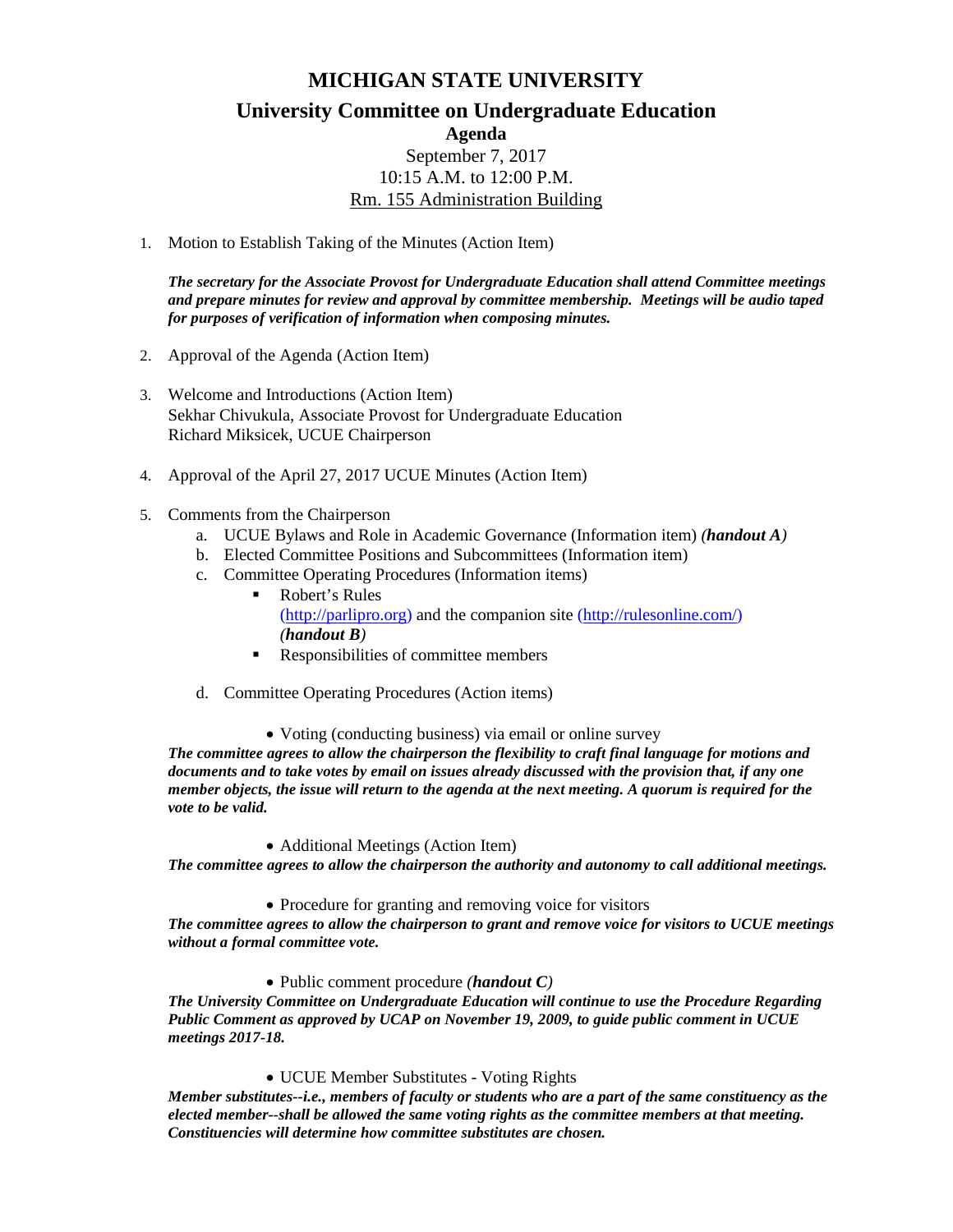# MICHIGAN STATE UNIVERSITY

## University Committee on Undergraduate Education

### Agenda

September 7, 2017
10:15 A.M. to 12:00 P.M.
Rm. 155 Administration Building

1. Motion to Establish Taking of the Minutes (Action Item)

   ***The secretary for the Associate Provost for Undergraduate Education shall attend Committee meetings and prepare minutes for review and approval by committee membership. Meetings will be audio taped for purposes of verification of information when composing minutes.***

2. Approval of the Agenda (Action Item)

3. Welcome and Introductions (Action Item)
   Sekhar Chivukula, Associate Provost for Undergraduate Education
   Richard Miksicek, UCUE Chairperson

4. Approval of the April 27, 2017 UCUE Minutes (Action Item)

5. Comments from the Chairperson
   a. UCUE Bylaws and Role in Academic Governance (Information item) *(**handout A**)*
   b. Elected Committee Positions and Subcommittees (Information item)
   c. Committee Operating Procedures (Information items)
      - Robert's Rules
        (http://parlipro.org) and the companion site (http://rulesonline.com/)
        *(**handout B**)*
      - Responsibilities of committee members

   d. Committee Operating Procedures (Action items)

      - Voting (conducting business) via email or online survey

   ***The committee agrees to allow the chairperson the flexibility to craft final language for motions and documents and to take votes by email on issues already discussed with the provision that, if any one member objects, the issue will return to the agenda at the next meeting. A quorum is required for the vote to be valid.***

      - Additional Meetings (Action Item)

   ***The committee agrees to allow the chairperson the authority and autonomy to call additional meetings.***

      - Procedure for granting and removing voice for visitors

   ***The committee agrees to allow the chairperson to grant and remove voice for visitors to UCUE meetings without a formal committee vote.***

      - Public comment procedure *(**handout C**)*

   ***The University Committee on Undergraduate Education will continue to use the Procedure Regarding Public Comment as approved by UCAP on November 19, 2009, to guide public comment in UCUE meetings 2017-18.***

      - UCUE Member Substitutes - Voting Rights

   ***Member substitutes--i.e., members of faculty or students who are a part of the same constituency as the elected member--shall be allowed the same voting rights as the committee members at that meeting. Constituencies will determine how committee substitutes are chosen.***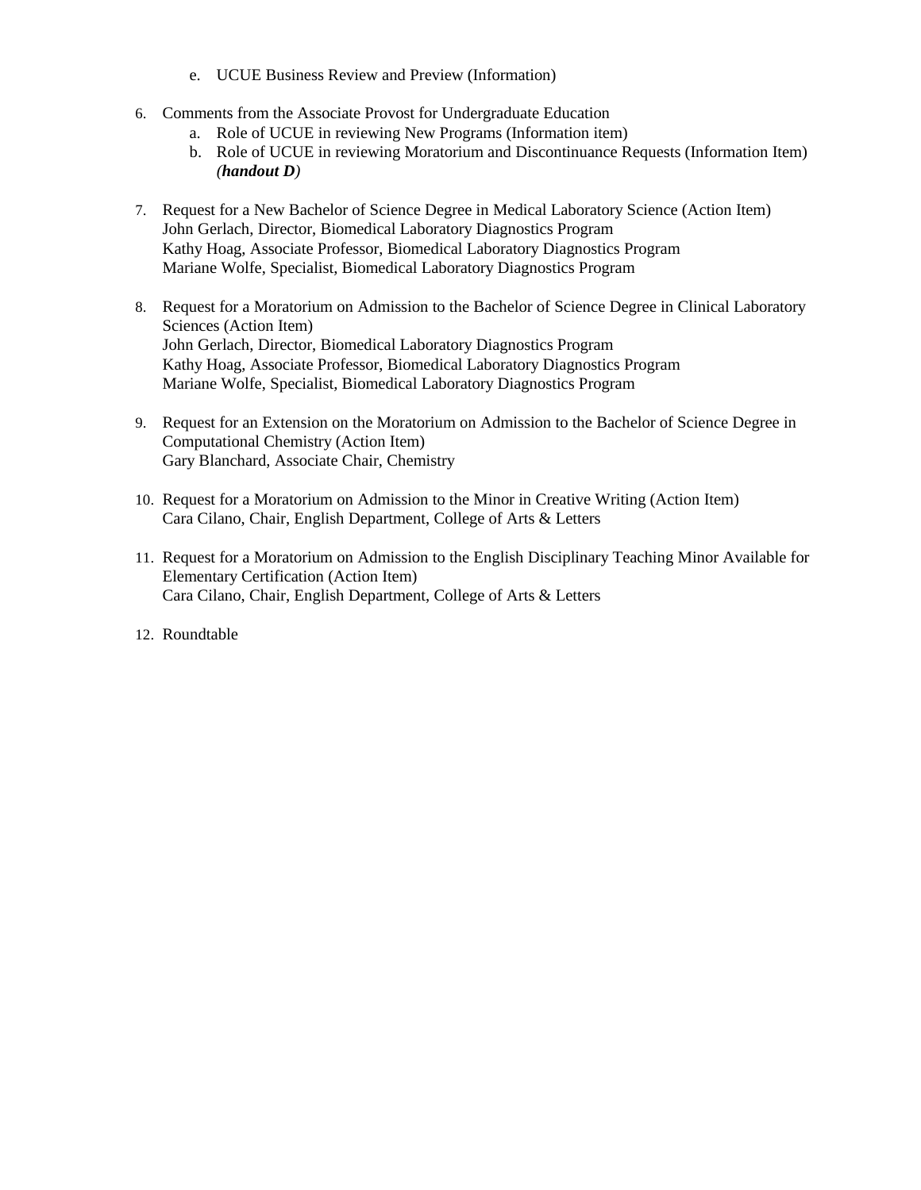e. UCUE Business Review and Preview (Information)

6. Comments from the Associate Provost for Undergraduate Education
   a. Role of UCUE in reviewing New Programs (Information item)
   b. Role of UCUE in reviewing Moratorium and Discontinuance Requests (Information Item) ***(handout D)***

7. Request for a New Bachelor of Science Degree in Medical Laboratory Science (Action Item)
   John Gerlach, Director, Biomedical Laboratory Diagnostics Program
   Kathy Hoag, Associate Professor, Biomedical Laboratory Diagnostics Program
   Mariane Wolfe, Specialist, Biomedical Laboratory Diagnostics Program

8. Request for a Moratorium on Admission to the Bachelor of Science Degree in Clinical Laboratory Sciences (Action Item)
   John Gerlach, Director, Biomedical Laboratory Diagnostics Program
   Kathy Hoag, Associate Professor, Biomedical Laboratory Diagnostics Program
   Mariane Wolfe, Specialist, Biomedical Laboratory Diagnostics Program

9. Request for an Extension on the Moratorium on Admission to the Bachelor of Science Degree in Computational Chemistry (Action Item)
   Gary Blanchard, Associate Chair, Chemistry

10. Request for a Moratorium on Admission to the Minor in Creative Writing (Action Item)
    Cara Cilano, Chair, English Department, College of Arts & Letters

11. Request for a Moratorium on Admission to the English Disciplinary Teaching Minor Available for Elementary Certification (Action Item)
    Cara Cilano, Chair, English Department, College of Arts & Letters

12. Roundtable